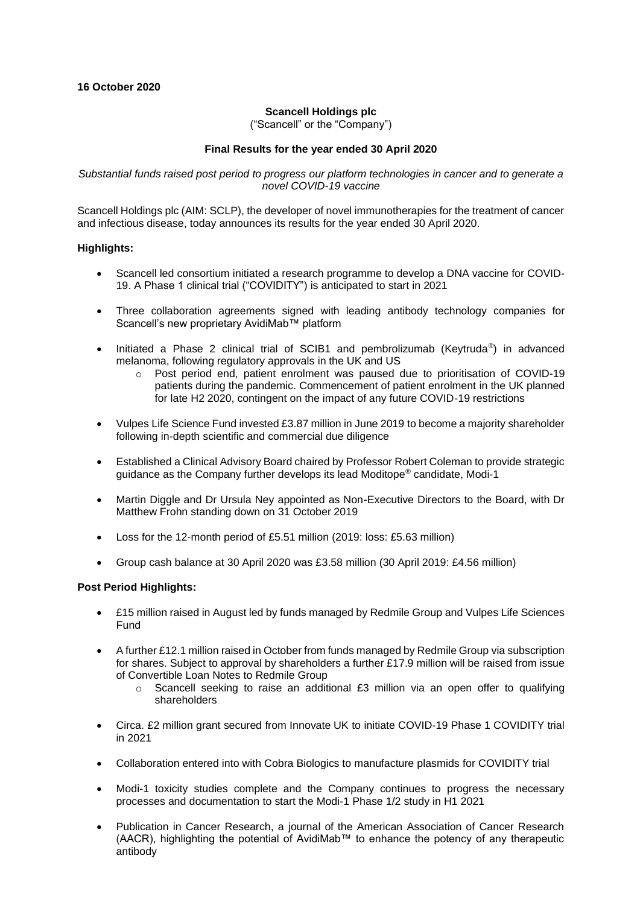**16 October 2020**

**Scancell Holdings plc**

("Scancell" or the "Company")

**Final Results for the year ended 30 April 2020**

*Substantial funds raised post period to progress our platform technologies in cancer and to generate a novel COVID-19 vaccine*

Scancell Holdings plc (AIM: SCLP), the developer of novel immunotherapies for the treatment of cancer and infectious disease, today announces its results for the year ended 30 April 2020.

**Highlights:**

- Scancell led consortium initiated a research programme to develop a DNA vaccine for COVID-19. A Phase 1 clinical trial ("COVIDITY") is anticipated to start in 2021
- Three collaboration agreements signed with leading antibody technology companies for Scancell's new proprietary AvidiMab™ platform
- Initiated a Phase 2 clinical trial of SCIB1 and pembrolizumab (Keytruda®) in advanced melanoma, following regulatory approvals in the UK and US
  - Post period end, patient enrolment was paused due to prioritisation of COVID-19 patients during the pandemic. Commencement of patient enrolment in the UK planned for late H2 2020, contingent on the impact of any future COVID-19 restrictions
- Vulpes Life Science Fund invested £3.87 million in June 2019 to become a majority shareholder following in-depth scientific and commercial due diligence
- Established a Clinical Advisory Board chaired by Professor Robert Coleman to provide strategic guidance as the Company further develops its lead Moditope® candidate, Modi-1
- Martin Diggle and Dr Ursula Ney appointed as Non-Executive Directors to the Board, with Dr Matthew Frohn standing down on 31 October 2019
- Loss for the 12-month period of £5.51 million (2019: loss: £5.63 million)
- Group cash balance at 30 April 2020 was £3.58 million (30 April 2019: £4.56 million)

**Post Period Highlights:**

- £15 million raised in August led by funds managed by Redmile Group and Vulpes Life Sciences Fund
- A further £12.1 million raised in October from funds managed by Redmile Group via subscription for shares. Subject to approval by shareholders a further £17.9 million will be raised from issue of Convertible Loan Notes to Redmile Group
  - Scancell seeking to raise an additional £3 million via an open offer to qualifying shareholders
- Circa. £2 million grant secured from Innovate UK to initiate COVID-19 Phase 1 COVIDITY trial in 2021
- Collaboration entered into with Cobra Biologics to manufacture plasmids for COVIDITY trial
- Modi-1 toxicity studies complete and the Company continues to progress the necessary processes and documentation to start the Modi-1 Phase 1/2 study in H1 2021
- Publication in Cancer Research, a journal of the American Association of Cancer Research (AACR), highlighting the potential of AvidiMab™ to enhance the potency of any therapeutic antibody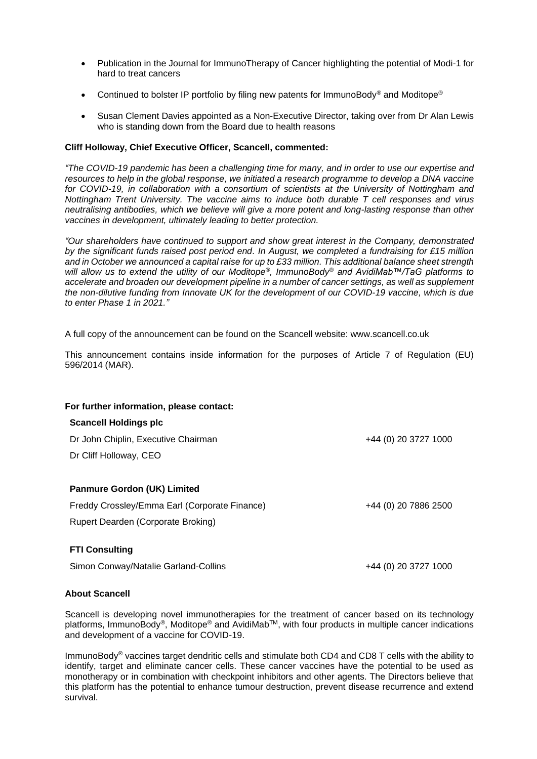- Publication in the Journal for ImmunoTherapy of Cancer highlighting the potential of Modi-1 for hard to treat cancers
- Continued to bolster IP portfolio by filing new patents for ImmunoBody® and Moditope®
- Susan Clement Davies appointed as a Non-Executive Director, taking over from Dr Alan Lewis who is standing down from the Board due to health reasons

**Cliff Holloway, Chief Executive Officer, Scancell, commented:**

*"The COVID-19 pandemic has been a challenging time for many, and in order to use our expertise and resources to help in the global response, we initiated a research programme to develop a DNA vaccine for COVID-19, in collaboration with a consortium of scientists at the University of Nottingham and Nottingham Trent University. The vaccine aims to induce both durable T cell responses and virus neutralising antibodies, which we believe will give a more potent and long-lasting response than other vaccines in development, ultimately leading to better protection.*

*"Our shareholders have continued to support and show great interest in the Company, demonstrated by the significant funds raised post period end. In August, we completed a fundraising for £15 million and in October we announced a capital raise for up to £33 million. This additional balance sheet strength will allow us to extend the utility of our Moditope®, ImmunoBody® and AvidiMab™/TaG platforms to accelerate and broaden our development pipeline in a number of cancer settings, as well as supplement the non-dilutive funding from Innovate UK for the development of our COVID-19 vaccine, which is due to enter Phase 1 in 2021."*

A full copy of the announcement can be found on the Scancell website: www.scancell.co.uk

This announcement contains inside information for the purposes of Article 7 of Regulation (EU) 596/2014 (MAR).

**For further information, please contact:**

| | |
|---|---|
| **Scancell Holdings plc** | |
| Dr John Chiplin, Executive Chairman | +44 (0) 20 3727 1000 |
| Dr Cliff Holloway, CEO | |
| | |
| **Panmure Gordon (UK) Limited** | |
| Freddy Crossley/Emma Earl (Corporate Finance) | +44 (0) 20 7886 2500 |
| Rupert Dearden (Corporate Broking) | |
| | |
| **FTI Consulting** | |
| Simon Conway/Natalie Garland-Collins | +44 (0) 20 3727 1000 |

**About Scancell**

Scancell is developing novel immunotherapies for the treatment of cancer based on its technology platforms, ImmunoBody®, Moditope® and AvidiMab™, with four products in multiple cancer indications and development of a vaccine for COVID-19.

ImmunoBody® vaccines target dendritic cells and stimulate both CD4 and CD8 T cells with the ability to identify, target and eliminate cancer cells. These cancer vaccines have the potential to be used as monotherapy or in combination with checkpoint inhibitors and other agents. The Directors believe that this platform has the potential to enhance tumour destruction, prevent disease recurrence and extend survival.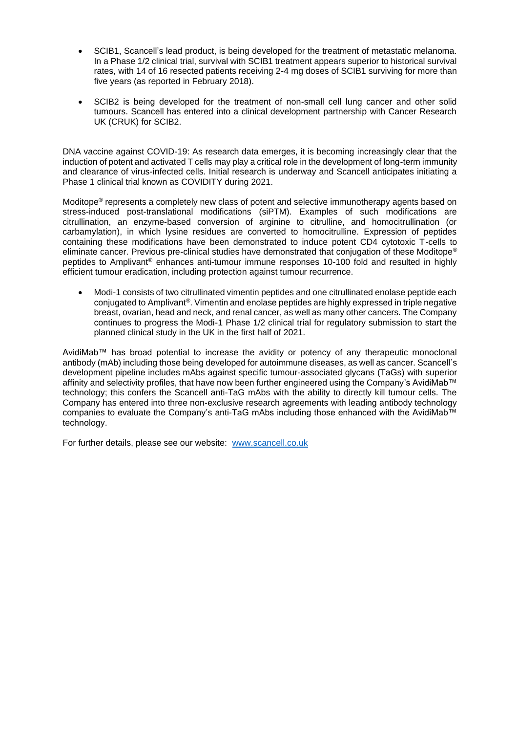- SCIB1, Scancell's lead product, is being developed for the treatment of metastatic melanoma. In a Phase 1/2 clinical trial, survival with SCIB1 treatment appears superior to historical survival rates, with 14 of 16 resected patients receiving 2-4 mg doses of SCIB1 surviving for more than five years (as reported in February 2018).

- SCIB2 is being developed for the treatment of non-small cell lung cancer and other solid tumours. Scancell has entered into a clinical development partnership with Cancer Research UK (CRUK) for SCIB2.

DNA vaccine against COVID-19: As research data emerges, it is becoming increasingly clear that the induction of potent and activated T cells may play a critical role in the development of long-term immunity and clearance of virus-infected cells. Initial research is underway and Scancell anticipates initiating a Phase 1 clinical trial known as COVIDITY during 2021.

Moditope® represents a completely new class of potent and selective immunotherapy agents based on stress-induced post-translational modifications (siPTM). Examples of such modifications are citrullination, an enzyme-based conversion of arginine to citrulline, and homocitrullination (or carbamylation), in which lysine residues are converted to homocitrulline. Expression of peptides containing these modifications have been demonstrated to induce potent CD4 cytotoxic T-cells to eliminate cancer. Previous pre-clinical studies have demonstrated that conjugation of these Moditope® peptides to Amplivant® enhances anti-tumour immune responses 10-100 fold and resulted in highly efficient tumour eradication, including protection against tumour recurrence.

- Modi-1 consists of two citrullinated vimentin peptides and one citrullinated enolase peptide each conjugated to Amplivant®. Vimentin and enolase peptides are highly expressed in triple negative breast, ovarian, head and neck, and renal cancer, as well as many other cancers. The Company continues to progress the Modi-1 Phase 1/2 clinical trial for regulatory submission to start the planned clinical study in the UK in the first half of 2021.

AvidiMab™ has broad potential to increase the avidity or potency of any therapeutic monoclonal antibody (mAb) including those being developed for autoimmune diseases, as well as cancer. Scancell's development pipeline includes mAbs against specific tumour-associated glycans (TaGs) with superior affinity and selectivity profiles, that have now been further engineered using the Company's AvidiMab™ technology; this confers the Scancell anti-TaG mAbs with the ability to directly kill tumour cells. The Company has entered into three non-exclusive research agreements with leading antibody technology companies to evaluate the Company's anti-TaG mAbs including those enhanced with the AvidiMab™ technology.

For further details, please see our website: [www.scancell.co.uk](http://www.scancell.co.uk)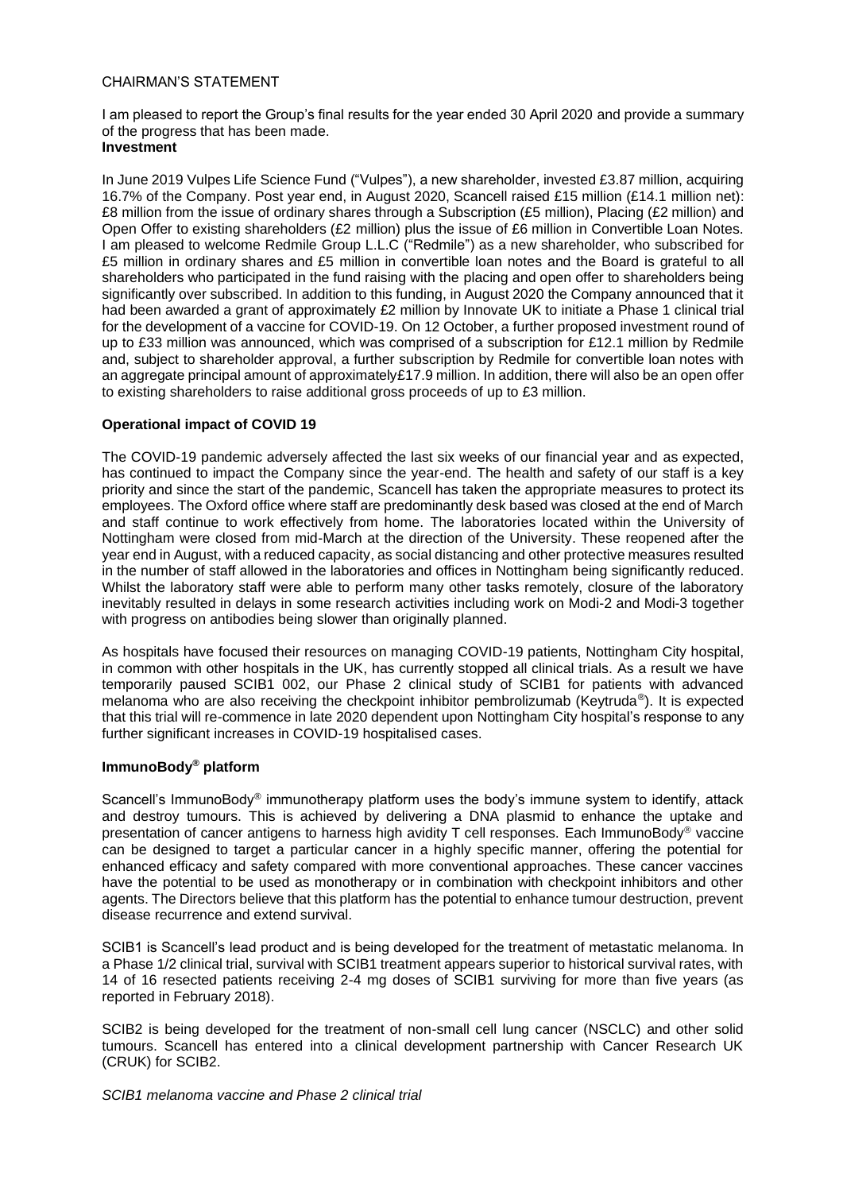CHAIRMAN'S STATEMENT

I am pleased to report the Group's final results for the year ended 30 April 2020 and provide a summary of the progress that has been made.

**Investment**

In June 2019 Vulpes Life Science Fund ("Vulpes"), a new shareholder, invested £3.87 million, acquiring 16.7% of the Company. Post year end, in August 2020, Scancell raised £15 million (£14.1 million net): £8 million from the issue of ordinary shares through a Subscription (£5 million), Placing (£2 million) and Open Offer to existing shareholders (£2 million) plus the issue of £6 million in Convertible Loan Notes. I am pleased to welcome Redmile Group L.L.C ("Redmile") as a new shareholder, who subscribed for £5 million in ordinary shares and £5 million in convertible loan notes and the Board is grateful to all shareholders who participated in the fund raising with the placing and open offer to shareholders being significantly over subscribed. In addition to this funding, in August 2020 the Company announced that it had been awarded a grant of approximately £2 million by Innovate UK to initiate a Phase 1 clinical trial for the development of a vaccine for COVID-19. On 12 October, a further proposed investment round of up to £33 million was announced, which was comprised of a subscription for £12.1 million by Redmile and, subject to shareholder approval, a further subscription by Redmile for convertible loan notes with an aggregate principal amount of approximately£17.9 million. In addition, there will also be an open offer to existing shareholders to raise additional gross proceeds of up to £3 million.

**Operational impact of COVID 19**

The COVID-19 pandemic adversely affected the last six weeks of our financial year and as expected, has continued to impact the Company since the year-end. The health and safety of our staff is a key priority and since the start of the pandemic, Scancell has taken the appropriate measures to protect its employees. The Oxford office where staff are predominantly desk based was closed at the end of March and staff continue to work effectively from home. The laboratories located within the University of Nottingham were closed from mid-March at the direction of the University. These reopened after the year end in August, with a reduced capacity, as social distancing and other protective measures resulted in the number of staff allowed in the laboratories and offices in Nottingham being significantly reduced. Whilst the laboratory staff were able to perform many other tasks remotely, closure of the laboratory inevitably resulted in delays in some research activities including work on Modi-2 and Modi-3 together with progress on antibodies being slower than originally planned.

As hospitals have focused their resources on managing COVID-19 patients, Nottingham City hospital, in common with other hospitals in the UK, has currently stopped all clinical trials. As a result we have temporarily paused SCIB1 002, our Phase 2 clinical study of SCIB1 for patients with advanced melanoma who are also receiving the checkpoint inhibitor pembrolizumab (Keytruda®). It is expected that this trial will re-commence in late 2020 dependent upon Nottingham City hospital's response to any further significant increases in COVID-19 hospitalised cases.

**ImmunoBody® platform**

Scancell's ImmunoBody® immunotherapy platform uses the body's immune system to identify, attack and destroy tumours. This is achieved by delivering a DNA plasmid to enhance the uptake and presentation of cancer antigens to harness high avidity T cell responses. Each ImmunoBody® vaccine can be designed to target a particular cancer in a highly specific manner, offering the potential for enhanced efficacy and safety compared with more conventional approaches. These cancer vaccines have the potential to be used as monotherapy or in combination with checkpoint inhibitors and other agents. The Directors believe that this platform has the potential to enhance tumour destruction, prevent disease recurrence and extend survival.

SCIB1 is Scancell's lead product and is being developed for the treatment of metastatic melanoma. In a Phase 1/2 clinical trial, survival with SCIB1 treatment appears superior to historical survival rates, with 14 of 16 resected patients receiving 2-4 mg doses of SCIB1 surviving for more than five years (as reported in February 2018).

SCIB2 is being developed for the treatment of non-small cell lung cancer (NSCLC) and other solid tumours. Scancell has entered into a clinical development partnership with Cancer Research UK (CRUK) for SCIB2.

*SCIB1 melanoma vaccine and Phase 2 clinical trial*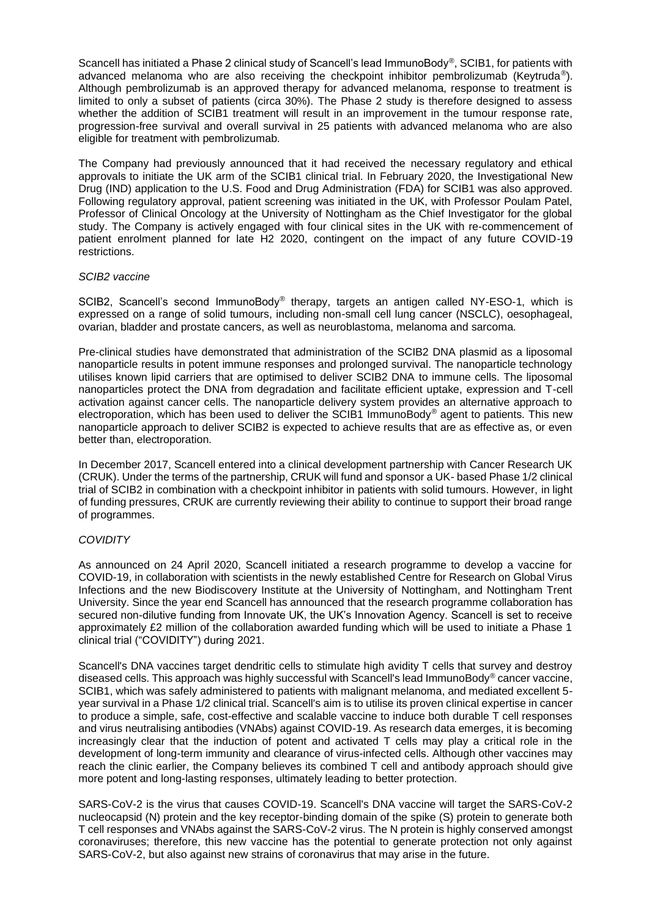Scancell has initiated a Phase 2 clinical study of Scancell's lead ImmunoBody®, SCIB1, for patients with advanced melanoma who are also receiving the checkpoint inhibitor pembrolizumab (Keytruda®). Although pembrolizumab is an approved therapy for advanced melanoma, response to treatment is limited to only a subset of patients (circa 30%). The Phase 2 study is therefore designed to assess whether the addition of SCIB1 treatment will result in an improvement in the tumour response rate, progression-free survival and overall survival in 25 patients with advanced melanoma who are also eligible for treatment with pembrolizumab.

The Company had previously announced that it had received the necessary regulatory and ethical approvals to initiate the UK arm of the SCIB1 clinical trial. In February 2020, the Investigational New Drug (IND) application to the U.S. Food and Drug Administration (FDA) for SCIB1 was also approved. Following regulatory approval, patient screening was initiated in the UK, with Professor Poulam Patel, Professor of Clinical Oncology at the University of Nottingham as the Chief Investigator for the global study. The Company is actively engaged with four clinical sites in the UK with re-commencement of patient enrolment planned for late H2 2020, contingent on the impact of any future COVID-19 restrictions.

*SCIB2 vaccine*

SCIB2, Scancell's second ImmunoBody® therapy, targets an antigen called NY-ESO-1, which is expressed on a range of solid tumours, including non-small cell lung cancer (NSCLC), oesophageal, ovarian, bladder and prostate cancers, as well as neuroblastoma, melanoma and sarcoma.

Pre-clinical studies have demonstrated that administration of the SCIB2 DNA plasmid as a liposomal nanoparticle results in potent immune responses and prolonged survival. The nanoparticle technology utilises known lipid carriers that are optimised to deliver SCIB2 DNA to immune cells. The liposomal nanoparticles protect the DNA from degradation and facilitate efficient uptake, expression and T-cell activation against cancer cells. The nanoparticle delivery system provides an alternative approach to electroporation, which has been used to deliver the SCIB1 ImmunoBody® agent to patients. This new nanoparticle approach to deliver SCIB2 is expected to achieve results that are as effective as, or even better than, electroporation.

In December 2017, Scancell entered into a clinical development partnership with Cancer Research UK (CRUK). Under the terms of the partnership, CRUK will fund and sponsor a UK- based Phase 1/2 clinical trial of SCIB2 in combination with a checkpoint inhibitor in patients with solid tumours. However, in light of funding pressures, CRUK are currently reviewing their ability to continue to support their broad range of programmes.

*COVIDITY*

As announced on 24 April 2020, Scancell initiated a research programme to develop a vaccine for COVID-19, in collaboration with scientists in the newly established Centre for Research on Global Virus Infections and the new Biodiscovery Institute at the University of Nottingham, and Nottingham Trent University. Since the year end Scancell has announced that the research programme collaboration has secured non-dilutive funding from Innovate UK, the UK's Innovation Agency. Scancell is set to receive approximately £2 million of the collaboration awarded funding which will be used to initiate a Phase 1 clinical trial ("COVIDITY") during 2021.

Scancell's DNA vaccines target dendritic cells to stimulate high avidity T cells that survey and destroy diseased cells. This approach was highly successful with Scancell's lead ImmunoBody® cancer vaccine, SCIB1, which was safely administered to patients with malignant melanoma, and mediated excellent 5-year survival in a Phase 1/2 clinical trial. Scancell's aim is to utilise its proven clinical expertise in cancer to produce a simple, safe, cost-effective and scalable vaccine to induce both durable T cell responses and virus neutralising antibodies (VNAbs) against COVID-19. As research data emerges, it is becoming increasingly clear that the induction of potent and activated T cells may play a critical role in the development of long-term immunity and clearance of virus-infected cells. Although other vaccines may reach the clinic earlier, the Company believes its combined T cell and antibody approach should give more potent and long-lasting responses, ultimately leading to better protection.

SARS-CoV-2 is the virus that causes COVID-19. Scancell's DNA vaccine will target the SARS-CoV-2 nucleocapsid (N) protein and the key receptor-binding domain of the spike (S) protein to generate both T cell responses and VNAbs against the SARS-CoV-2 virus. The N protein is highly conserved amongst coronaviruses; therefore, this new vaccine has the potential to generate protection not only against SARS-CoV-2, but also against new strains of coronavirus that may arise in the future.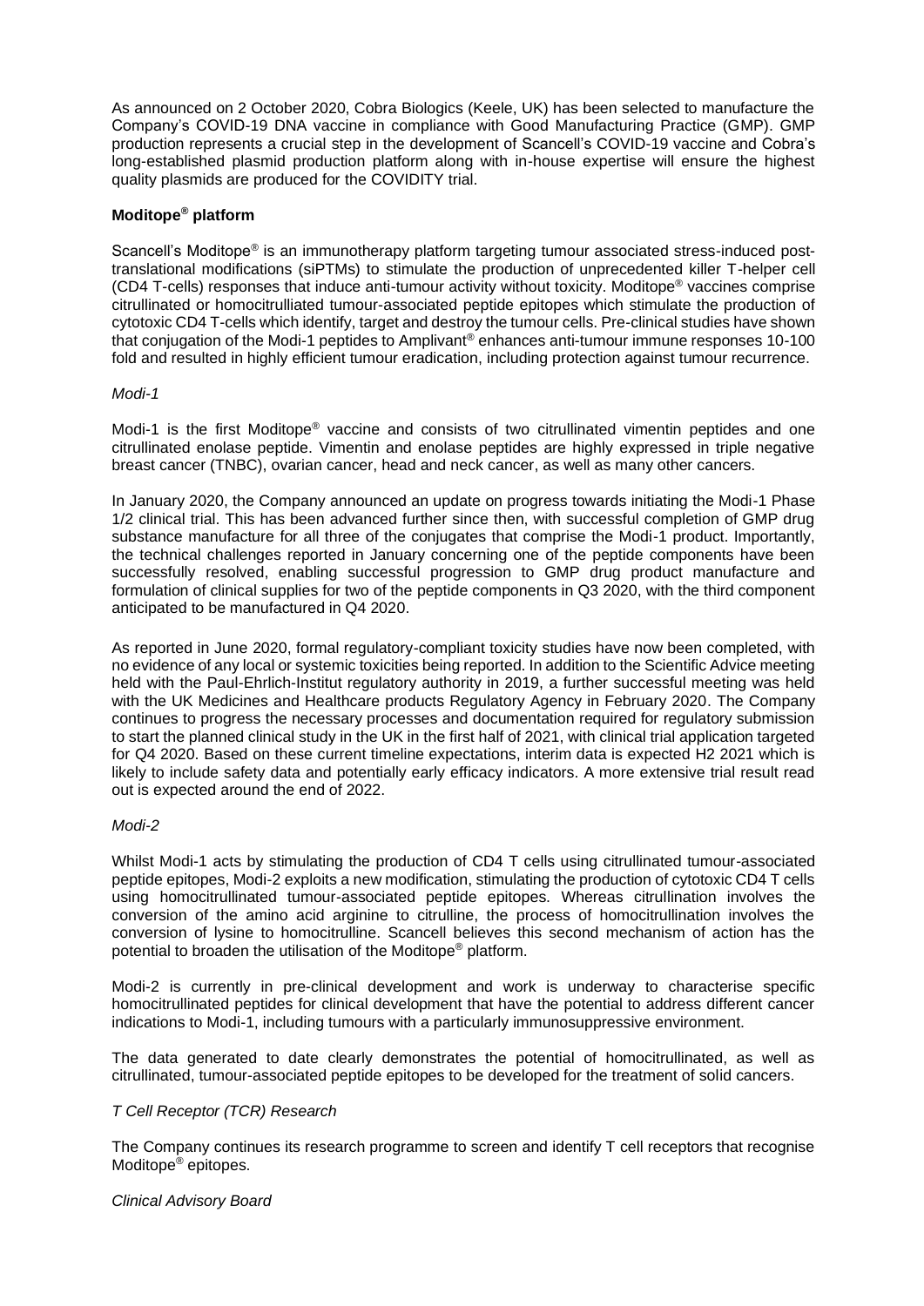As announced on 2 October 2020, Cobra Biologics (Keele, UK) has been selected to manufacture the Company's COVID-19 DNA vaccine in compliance with Good Manufacturing Practice (GMP). GMP production represents a crucial step in the development of Scancell's COVID-19 vaccine and Cobra's long-established plasmid production platform along with in-house expertise will ensure the highest quality plasmids are produced for the COVIDITY trial.

**Moditope® platform**

Scancell's Moditope® is an immunotherapy platform targeting tumour associated stress-induced post-translational modifications (siPTMs) to stimulate the production of unprecedented killer T-helper cell (CD4 T-cells) responses that induce anti-tumour activity without toxicity. Moditope® vaccines comprise citrullinated or homocitrulliated tumour-associated peptide epitopes which stimulate the production of cytotoxic CD4 T-cells which identify, target and destroy the tumour cells. Pre-clinical studies have shown that conjugation of the Modi-1 peptides to Amplivant® enhances anti-tumour immune responses 10-100 fold and resulted in highly efficient tumour eradication, including protection against tumour recurrence.

*Modi-1*

Modi-1 is the first Moditope® vaccine and consists of two citrullinated vimentin peptides and one citrullinated enolase peptide. Vimentin and enolase peptides are highly expressed in triple negative breast cancer (TNBC), ovarian cancer, head and neck cancer, as well as many other cancers.

In January 2020, the Company announced an update on progress towards initiating the Modi-1 Phase 1/2 clinical trial. This has been advanced further since then, with successful completion of GMP drug substance manufacture for all three of the conjugates that comprise the Modi-1 product. Importantly, the technical challenges reported in January concerning one of the peptide components have been successfully resolved, enabling successful progression to GMP drug product manufacture and formulation of clinical supplies for two of the peptide components in Q3 2020, with the third component anticipated to be manufactured in Q4 2020.

As reported in June 2020, formal regulatory-compliant toxicity studies have now been completed, with no evidence of any local or systemic toxicities being reported. In addition to the Scientific Advice meeting held with the Paul-Ehrlich-Institut regulatory authority in 2019, a further successful meeting was held with the UK Medicines and Healthcare products Regulatory Agency in February 2020. The Company continues to progress the necessary processes and documentation required for regulatory submission to start the planned clinical study in the UK in the first half of 2021, with clinical trial application targeted for Q4 2020. Based on these current timeline expectations, interim data is expected H2 2021 which is likely to include safety data and potentially early efficacy indicators. A more extensive trial result read out is expected around the end of 2022.

*Modi-2*

Whilst Modi-1 acts by stimulating the production of CD4 T cells using citrullinated tumour-associated peptide epitopes, Modi-2 exploits a new modification, stimulating the production of cytotoxic CD4 T cells using homocitrullinated tumour-associated peptide epitopes. Whereas citrullination involves the conversion of the amino acid arginine to citrulline, the process of homocitrullination involves the conversion of lysine to homocitrulline. Scancell believes this second mechanism of action has the potential to broaden the utilisation of the Moditope® platform.

Modi-2 is currently in pre-clinical development and work is underway to characterise specific homocitrullinated peptides for clinical development that have the potential to address different cancer indications to Modi-1, including tumours with a particularly immunosuppressive environment.

The data generated to date clearly demonstrates the potential of homocitrullinated, as well as citrullinated, tumour-associated peptide epitopes to be developed for the treatment of solid cancers.

*T Cell Receptor (TCR) Research*

The Company continues its research programme to screen and identify T cell receptors that recognise Moditope® epitopes.

*Clinical Advisory Board*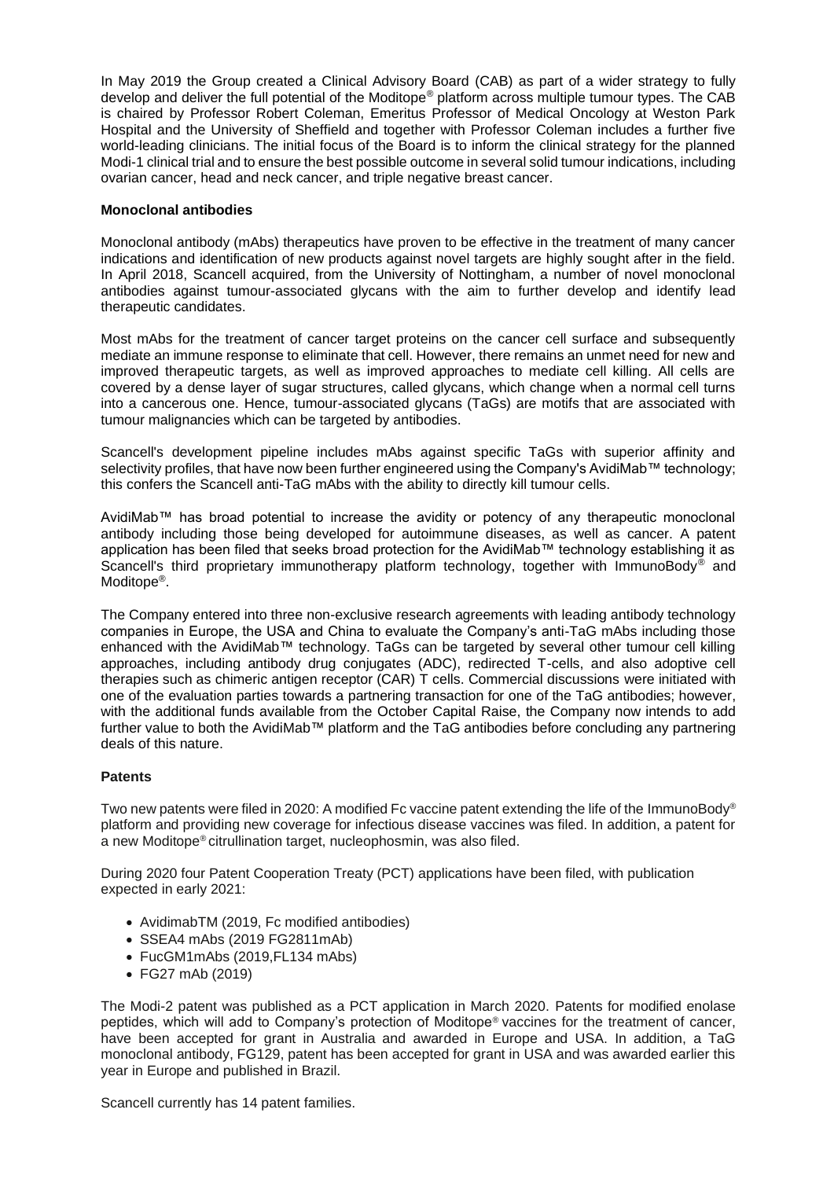In May 2019 the Group created a Clinical Advisory Board (CAB) as part of a wider strategy to fully develop and deliver the full potential of the Moditope® platform across multiple tumour types. The CAB is chaired by Professor Robert Coleman, Emeritus Professor of Medical Oncology at Weston Park Hospital and the University of Sheffield and together with Professor Coleman includes a further five world-leading clinicians. The initial focus of the Board is to inform the clinical strategy for the planned Modi-1 clinical trial and to ensure the best possible outcome in several solid tumour indications, including ovarian cancer, head and neck cancer, and triple negative breast cancer.

**Monoclonal antibodies**

Monoclonal antibody (mAbs) therapeutics have proven to be effective in the treatment of many cancer indications and identification of new products against novel targets are highly sought after in the field. In April 2018, Scancell acquired, from the University of Nottingham, a number of novel monoclonal antibodies against tumour-associated glycans with the aim to further develop and identify lead therapeutic candidates.

Most mAbs for the treatment of cancer target proteins on the cancer cell surface and subsequently mediate an immune response to eliminate that cell. However, there remains an unmet need for new and improved therapeutic targets, as well as improved approaches to mediate cell killing. All cells are covered by a dense layer of sugar structures, called glycans, which change when a normal cell turns into a cancerous one. Hence, tumour-associated glycans (TaGs) are motifs that are associated with tumour malignancies which can be targeted by antibodies.

Scancell's development pipeline includes mAbs against specific TaGs with superior affinity and selectivity profiles, that have now been further engineered using the Company's AvidiMab™ technology; this confers the Scancell anti-TaG mAbs with the ability to directly kill tumour cells.

AvidiMab™ has broad potential to increase the avidity or potency of any therapeutic monoclonal antibody including those being developed for autoimmune diseases, as well as cancer. A patent application has been filed that seeks broad protection for the AvidiMab™ technology establishing it as Scancell's third proprietary immunotherapy platform technology, together with ImmunoBody® and Moditope®.

The Company entered into three non-exclusive research agreements with leading antibody technology companies in Europe, the USA and China to evaluate the Company's anti-TaG mAbs including those enhanced with the AvidiMab™ technology. TaGs can be targeted by several other tumour cell killing approaches, including antibody drug conjugates (ADC), redirected T-cells, and also adoptive cell therapies such as chimeric antigen receptor (CAR) T cells. Commercial discussions were initiated with one of the evaluation parties towards a partnering transaction for one of the TaG antibodies; however, with the additional funds available from the October Capital Raise, the Company now intends to add further value to both the AvidiMab™ platform and the TaG antibodies before concluding any partnering deals of this nature.

**Patents**

Two new patents were filed in 2020: A modified Fc vaccine patent extending the life of the ImmunoBody® platform and providing new coverage for infectious disease vaccines was filed. In addition, a patent for a new Moditope® citrullination target, nucleophosmin, was also filed.

During 2020 four Patent Cooperation Treaty (PCT) applications have been filed, with publication expected in early 2021:

- AvidimabTM (2019, Fc modified antibodies)
- SSEA4 mAbs (2019 FG2811mAb)
- FucGM1mAbs (2019,FL134 mAbs)
- FG27 mAb (2019)

The Modi-2 patent was published as a PCT application in March 2020. Patents for modified enolase peptides, which will add to Company's protection of Moditope® vaccines for the treatment of cancer, have been accepted for grant in Australia and awarded in Europe and USA. In addition, a TaG monoclonal antibody, FG129, patent has been accepted for grant in USA and was awarded earlier this year in Europe and published in Brazil.

Scancell currently has 14 patent families.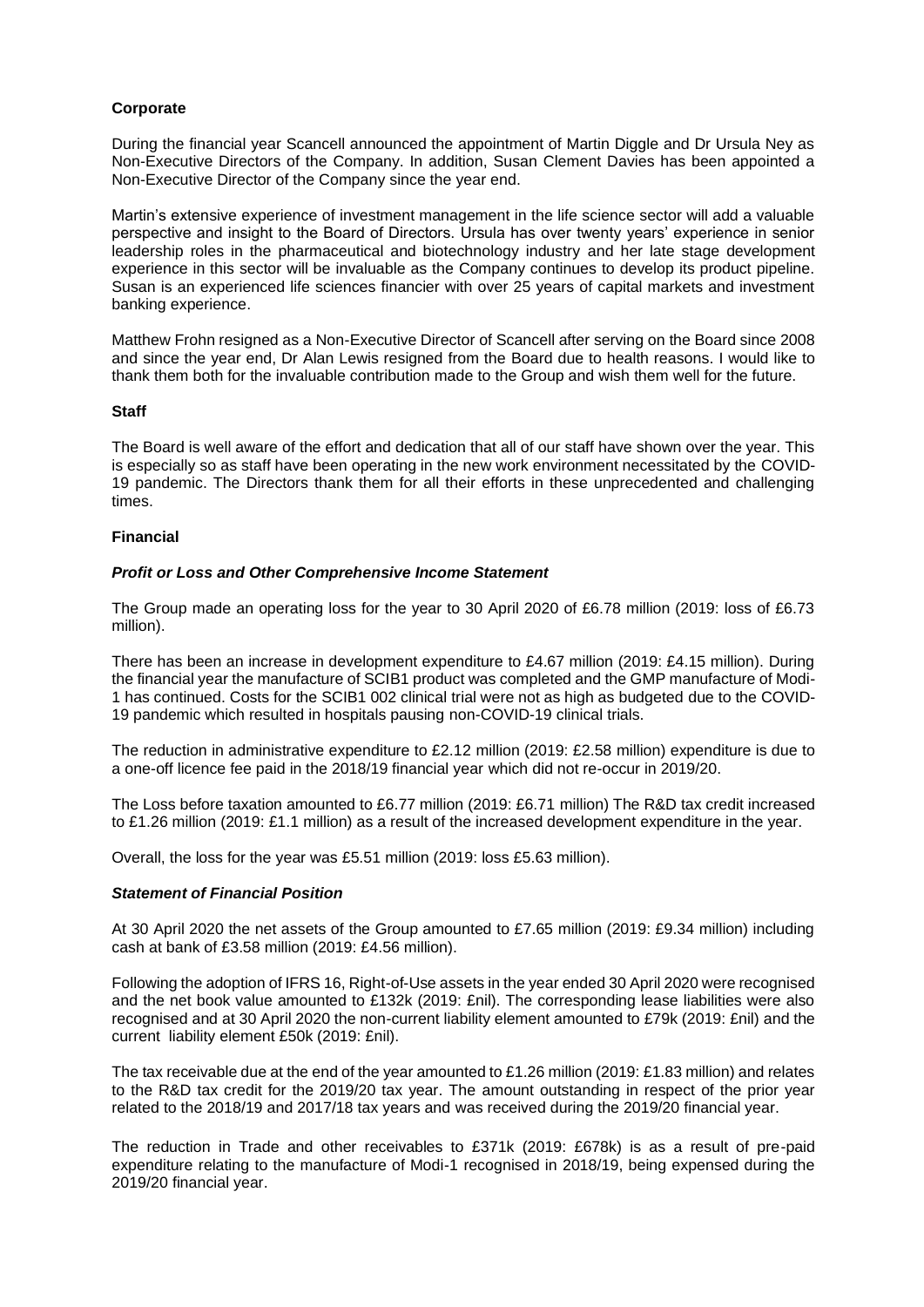## Corporate

During the financial year Scancell announced the appointment of Martin Diggle and Dr Ursula Ney as Non-Executive Directors of the Company. In addition, Susan Clement Davies has been appointed a Non-Executive Director of the Company since the year end.

Martin's extensive experience of investment management in the life science sector will add a valuable perspective and insight to the Board of Directors. Ursula has over twenty years' experience in senior leadership roles in the pharmaceutical and biotechnology industry and her late stage development experience in this sector will be invaluable as the Company continues to develop its product pipeline. Susan is an experienced life sciences financier with over 25 years of capital markets and investment banking experience.

Matthew Frohn resigned as a Non-Executive Director of Scancell after serving on the Board since 2008 and since the year end, Dr Alan Lewis resigned from the Board due to health reasons. I would like to thank them both for the invaluable contribution made to the Group and wish them well for the future.

## Staff

The Board is well aware of the effort and dedication that all of our staff have shown over the year. This is especially so as staff have been operating in the new work environment necessitated by the COVID-19 pandemic. The Directors thank them for all their efforts in these unprecedented and challenging times.

## Financial

### *Profit or Loss and Other Comprehensive Income Statement*

The Group made an operating loss for the year to 30 April 2020 of £6.78 million (2019: loss of £6.73 million).

There has been an increase in development expenditure to £4.67 million (2019: £4.15 million). During the financial year the manufacture of SCIB1 product was completed and the GMP manufacture of Modi-1 has continued. Costs for the SCIB1 002 clinical trial were not as high as budgeted due to the COVID-19 pandemic which resulted in hospitals pausing non-COVID-19 clinical trials.

The reduction in administrative expenditure to £2.12 million (2019: £2.58 million) expenditure is due to a one-off licence fee paid in the 2018/19 financial year which did not re-occur in 2019/20.

The Loss before taxation amounted to £6.77 million (2019: £6.71 million) The R&D tax credit increased to £1.26 million (2019: £1.1 million) as a result of the increased development expenditure in the year.

Overall, the loss for the year was £5.51 million (2019: loss £5.63 million).

### *Statement of Financial Position*

At 30 April 2020 the net assets of the Group amounted to £7.65 million (2019: £9.34 million) including cash at bank of £3.58 million (2019: £4.56 million).

Following the adoption of IFRS 16, Right-of-Use assets in the year ended 30 April 2020 were recognised and the net book value amounted to £132k (2019: £nil). The corresponding lease liabilities were also recognised and at 30 April 2020 the non-current liability element amounted to £79k (2019: £nil) and the current liability element £50k (2019: £nil).

The tax receivable due at the end of the year amounted to £1.26 million (2019: £1.83 million) and relates to the R&D tax credit for the 2019/20 tax year. The amount outstanding in respect of the prior year related to the 2018/19 and 2017/18 tax years and was received during the 2019/20 financial year.

The reduction in Trade and other receivables to £371k (2019: £678k) is as a result of pre-paid expenditure relating to the manufacture of Modi-1 recognised in 2018/19, being expensed during the 2019/20 financial year.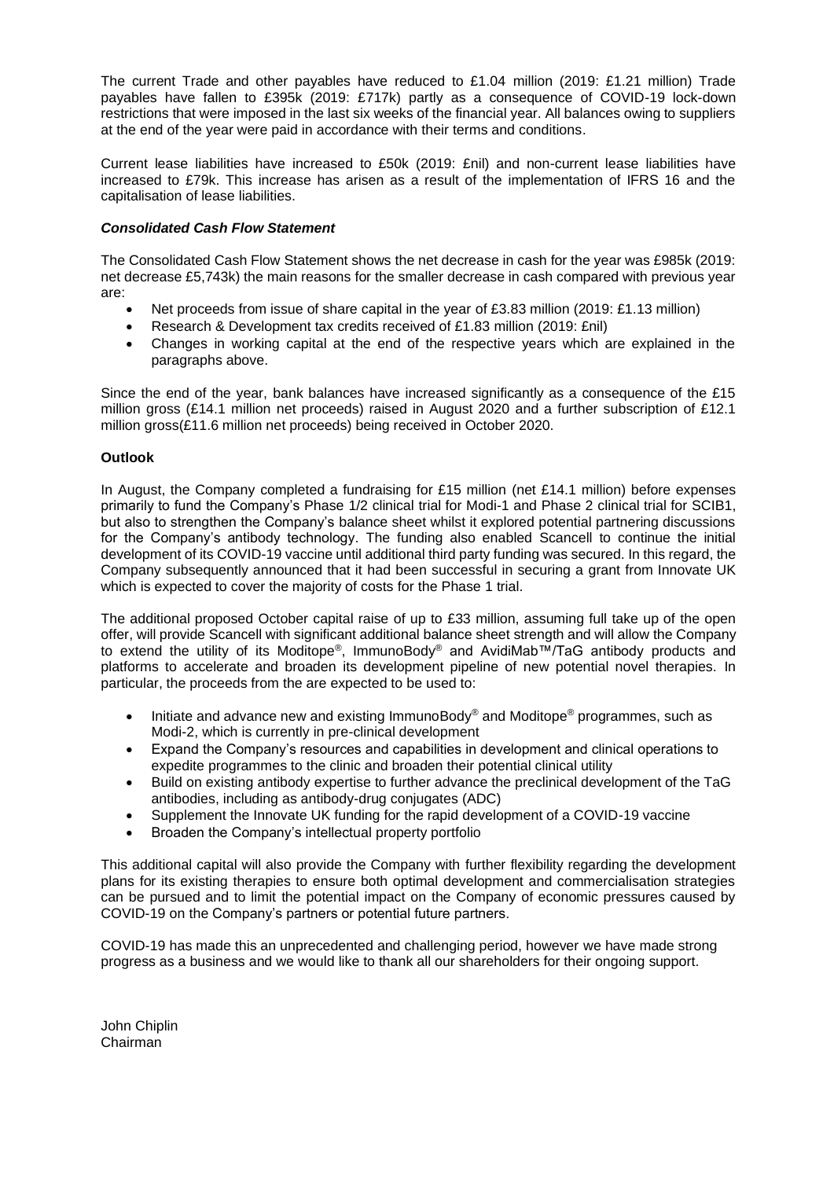The current Trade and other payables have reduced to £1.04 million (2019: £1.21 million) Trade payables have fallen to £395k (2019: £717k) partly as a consequence of COVID-19 lock-down restrictions that were imposed in the last six weeks of the financial year. All balances owing to suppliers at the end of the year were paid in accordance with their terms and conditions.

Current lease liabilities have increased to £50k (2019: £nil) and non-current lease liabilities have increased to £79k. This increase has arisen as a result of the implementation of IFRS 16 and the capitalisation of lease liabilities.

***Consolidated Cash Flow Statement***

The Consolidated Cash Flow Statement shows the net decrease in cash for the year was £985k (2019: net decrease £5,743k) the main reasons for the smaller decrease in cash compared with previous year are:

- Net proceeds from issue of share capital in the year of £3.83 million (2019: £1.13 million)
- Research & Development tax credits received of £1.83 million (2019: £nil)
- Changes in working capital at the end of the respective years which are explained in the paragraphs above.

Since the end of the year, bank balances have increased significantly as a consequence of the £15 million gross (£14.1 million net proceeds) raised in August 2020 and a further subscription of £12.1 million gross(£11.6 million net proceeds) being received in October 2020.

**Outlook**

In August, the Company completed a fundraising for £15 million (net £14.1 million) before expenses primarily to fund the Company's Phase 1/2 clinical trial for Modi-1 and Phase 2 clinical trial for SCIB1, but also to strengthen the Company's balance sheet whilst it explored potential partnering discussions for the Company's antibody technology. The funding also enabled Scancell to continue the initial development of its COVID-19 vaccine until additional third party funding was secured. In this regard, the Company subsequently announced that it had been successful in securing a grant from Innovate UK which is expected to cover the majority of costs for the Phase 1 trial.

The additional proposed October capital raise of up to £33 million, assuming full take up of the open offer, will provide Scancell with significant additional balance sheet strength and will allow the Company to extend the utility of its Moditope®, ImmunoBody® and AvidiMab™/TaG antibody products and platforms to accelerate and broaden its development pipeline of new potential novel therapies. In particular, the proceeds from the are expected to be used to:

- Initiate and advance new and existing ImmunoBody® and Moditope® programmes, such as Modi-2, which is currently in pre-clinical development
- Expand the Company's resources and capabilities in development and clinical operations to expedite programmes to the clinic and broaden their potential clinical utility
- Build on existing antibody expertise to further advance the preclinical development of the TaG antibodies, including as antibody-drug conjugates (ADC)
- Supplement the Innovate UK funding for the rapid development of a COVID-19 vaccine
- Broaden the Company's intellectual property portfolio

This additional capital will also provide the Company with further flexibility regarding the development plans for its existing therapies to ensure both optimal development and commercialisation strategies can be pursued and to limit the potential impact on the Company of economic pressures caused by COVID-19 on the Company's partners or potential future partners.

COVID-19 has made this an unprecedented and challenging period, however we have made strong progress as a business and we would like to thank all our shareholders for their ongoing support.

John Chiplin
Chairman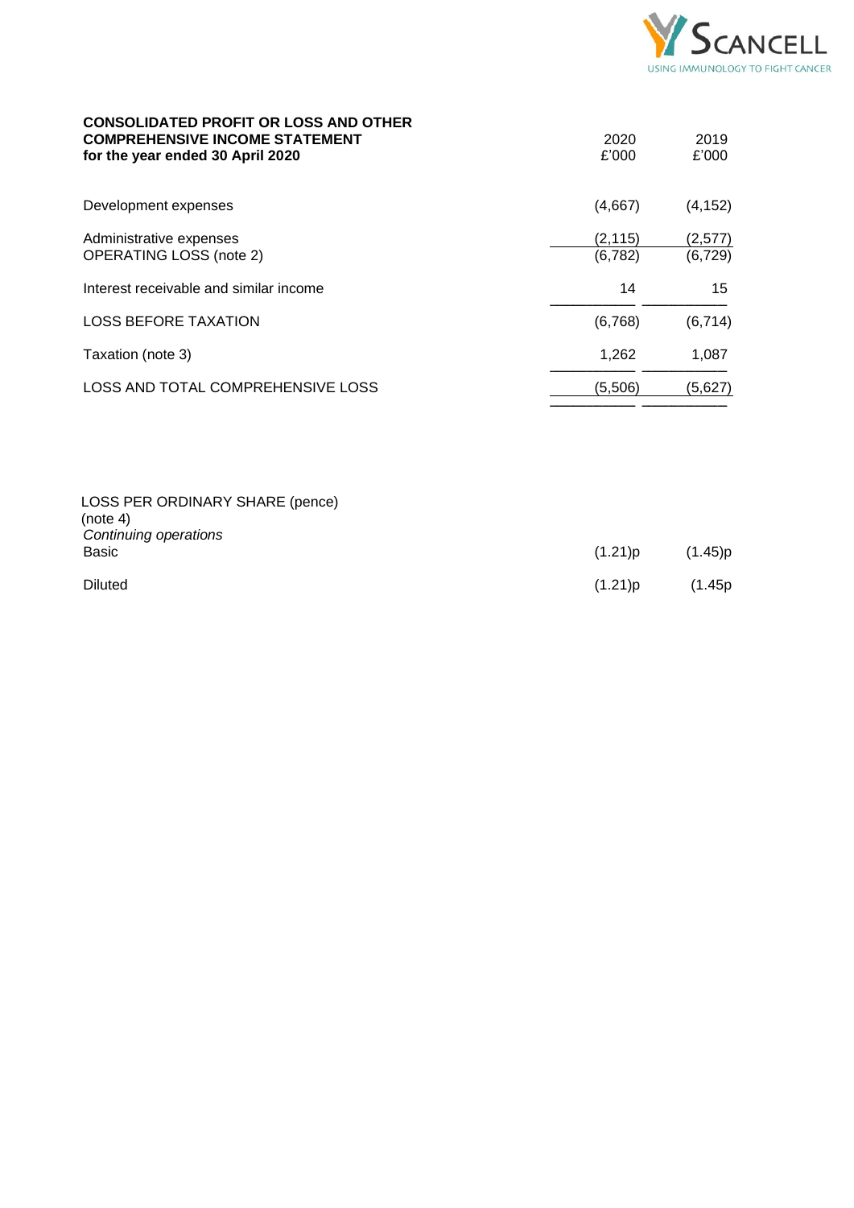**CONSOLIDATED PROFIT OR LOSS AND OTHER COMPREHENSIVE INCOME STATEMENT**
**for the year ended 30 April 2020**

| | 2020 £'000 | 2019 £'000 |
|---|---|---|
| Development expenses | (4,667) | (4,152) |
| Administrative expenses | (2,115) | (2,577) |
| OPERATING LOSS (note 2) | (6,782) | (6,729) |
| Interest receivable and similar income | 14 | 15 |
| LOSS BEFORE TAXATION | (6,768) | (6,714) |
| Taxation (note 3) | 1,262 | 1,087 |
| LOSS AND TOTAL COMPREHENSIVE LOSS | (5,506) | (5,627) |

| LOSS PER ORDINARY SHARE (pence) (note 4) | | |
|---|---|---|
| *Continuing operations* | | |
| Basic | (1.21)p | (1.45)p |
| Diluted | (1.21)p | (1.45p |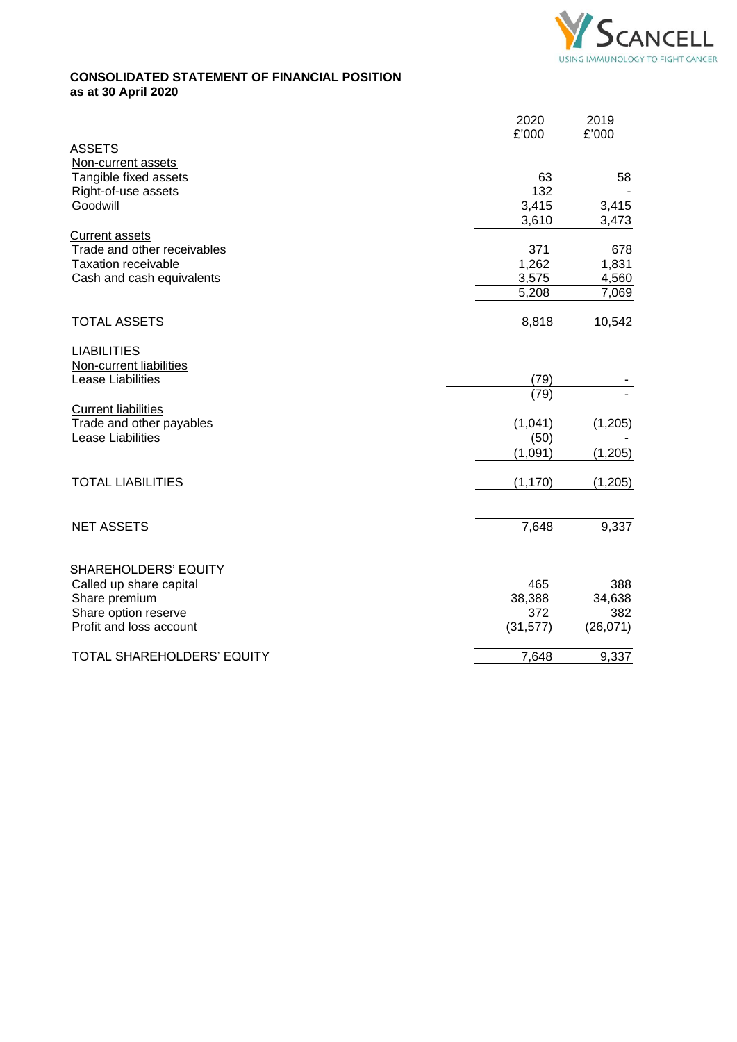**CONSOLIDATED STATEMENT OF FINANCIAL POSITION**
**as at 30 April 2020**

| | 2020 £'000 | 2019 £'000 |
|---|---|---|
| ASSETS | | |
| Non-current assets | | |
| Tangible fixed assets | 63 | 58 |
| Right-of-use assets | 132 | - |
| Goodwill | 3,415 | 3,415 |
| | 3,610 | 3,473 |
| Current assets | | |
| Trade and other receivables | 371 | 678 |
| Taxation receivable | 1,262 | 1,831 |
| Cash and cash equivalents | 3,575 | 4,560 |
| | 5,208 | 7,069 |
| TOTAL ASSETS | 8,818 | 10,542 |
| LIABILITIES | | |
| Non-current liabilities | | |
| Lease Liabilities | (79) | - |
| | (79) | - |
| Current liabilities | | |
| Trade and other payables | (1,041) | (1,205) |
| Lease Liabilities | (50) | - |
| | (1,091) | (1,205) |
| TOTAL LIABILITIES | (1,170) | (1,205) |
| NET ASSETS | 7,648 | 9,337 |
| SHAREHOLDERS' EQUITY | | |
| Called up share capital | 465 | 388 |
| Share premium | 38,388 | 34,638 |
| Share option reserve | 372 | 382 |
| Profit and loss account | (31,577) | (26,071) |
| TOTAL SHAREHOLDERS' EQUITY | 7,648 | 9,337 |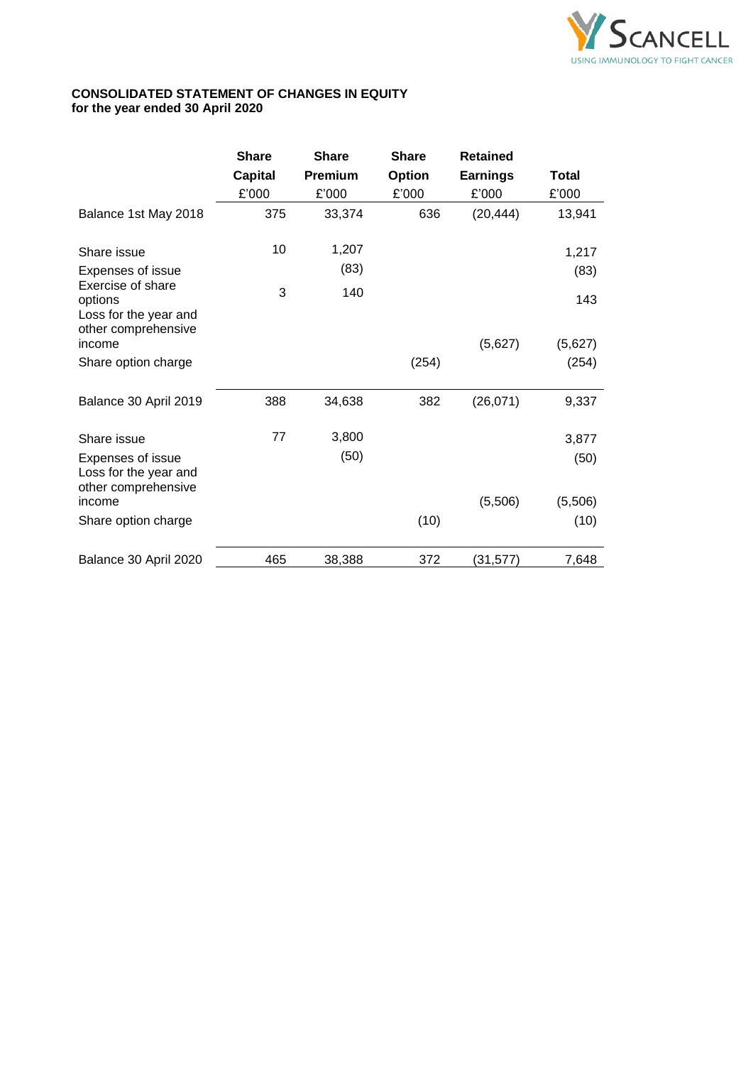**CONSOLIDATED STATEMENT OF CHANGES IN EQUITY**
**for the year ended 30 April 2020**

| | Share Capital £'000 | Share Premium £'000 | Share Option £'000 | Retained Earnings £'000 | Total £'000 |
|---|---|---|---|---|---|
| Balance 1st May 2018 | 375 | 33,374 | 636 | (20,444) | 13,941 |
| Share issue | 10 | 1,207 | | | 1,217 |
| Expenses of issue | | (83) | | | (83) |
| Exercise of share options | 3 | 140 | | | 143 |
| Loss for the year and other comprehensive income | | | | (5,627) | (5,627) |
| Share option charge | | | (254) | | (254) |
| Balance 30 April 2019 | 388 | 34,638 | 382 | (26,071) | 9,337 |
| Share issue | 77 | 3,800 | | | 3,877 |
| Expenses of issue | | (50) | | | (50) |
| Loss for the year and other comprehensive income | | | | (5,506) | (5,506) |
| Share option charge | | | (10) | | (10) |
| Balance 30 April 2020 | 465 | 38,388 | 372 | (31,577) | 7,648 |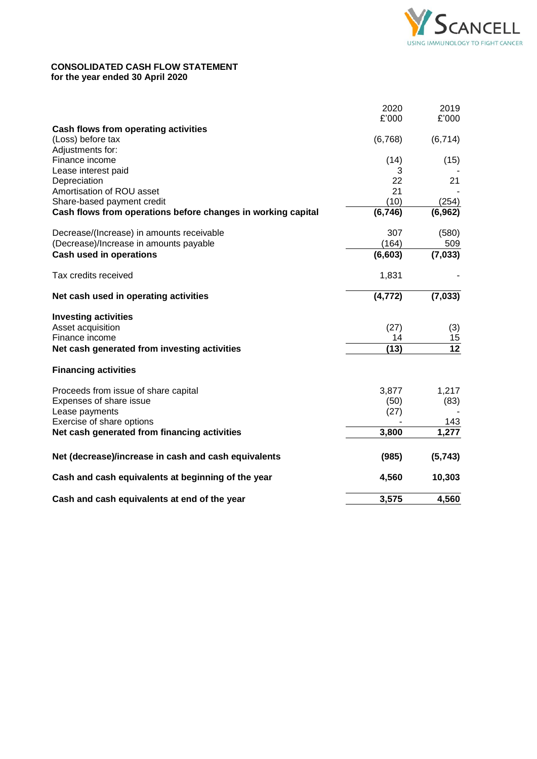SCANCELL
USING IMMUNOLOGY TO FIGHT CANCER

**CONSOLIDATED CASH FLOW STATEMENT**
**for the year ended 30 April 2020**

| | 2020 £'000 | 2019 £'000 |
|---|---|---|
| **Cash flows from operating activities** | | |
| (Loss) before tax | (6,768) | (6,714) |
| Adjustments for: | | |
| Finance income | (14) | (15) |
| Lease interest paid | 3 | - |
| Depreciation | 22 | 21 |
| Amortisation of ROU asset | 21 | - |
| Share-based payment credit | (10) | (254) |
| **Cash flows from operations before changes in working capital** | **(6,746)** | **(6,962)** |
| Decrease/(Increase) in amounts receivable | 307 | (580) |
| (Decrease)/Increase in amounts payable | (164) | 509 |
| **Cash used in operations** | **(6,603)** | **(7,033)** |
| Tax credits received | 1,831 | - |
| **Net cash used in operating activities** | **(4,772)** | **(7,033)** |
| **Investing activities** | | |
| Asset acquisition | (27) | (3) |
| Finance income | 14 | 15 |
| **Net cash generated from investing activities** | **(13)** | **12** |
| **Financing activities** | | |
| Proceeds from issue of share capital | 3,877 | 1,217 |
| Expenses of share issue | (50) | (83) |
| Lease payments | (27) | - |
| Exercise of share options | - | 143 |
| **Net cash generated from financing activities** | **3,800** | **1,277** |
| **Net (decrease)/increase in cash and cash equivalents** | **(985)** | **(5,743)** |
| **Cash and cash equivalents at beginning of the year** | **4,560** | **10,303** |
| **Cash and cash equivalents at end of the year** | **3,575** | **4,560** |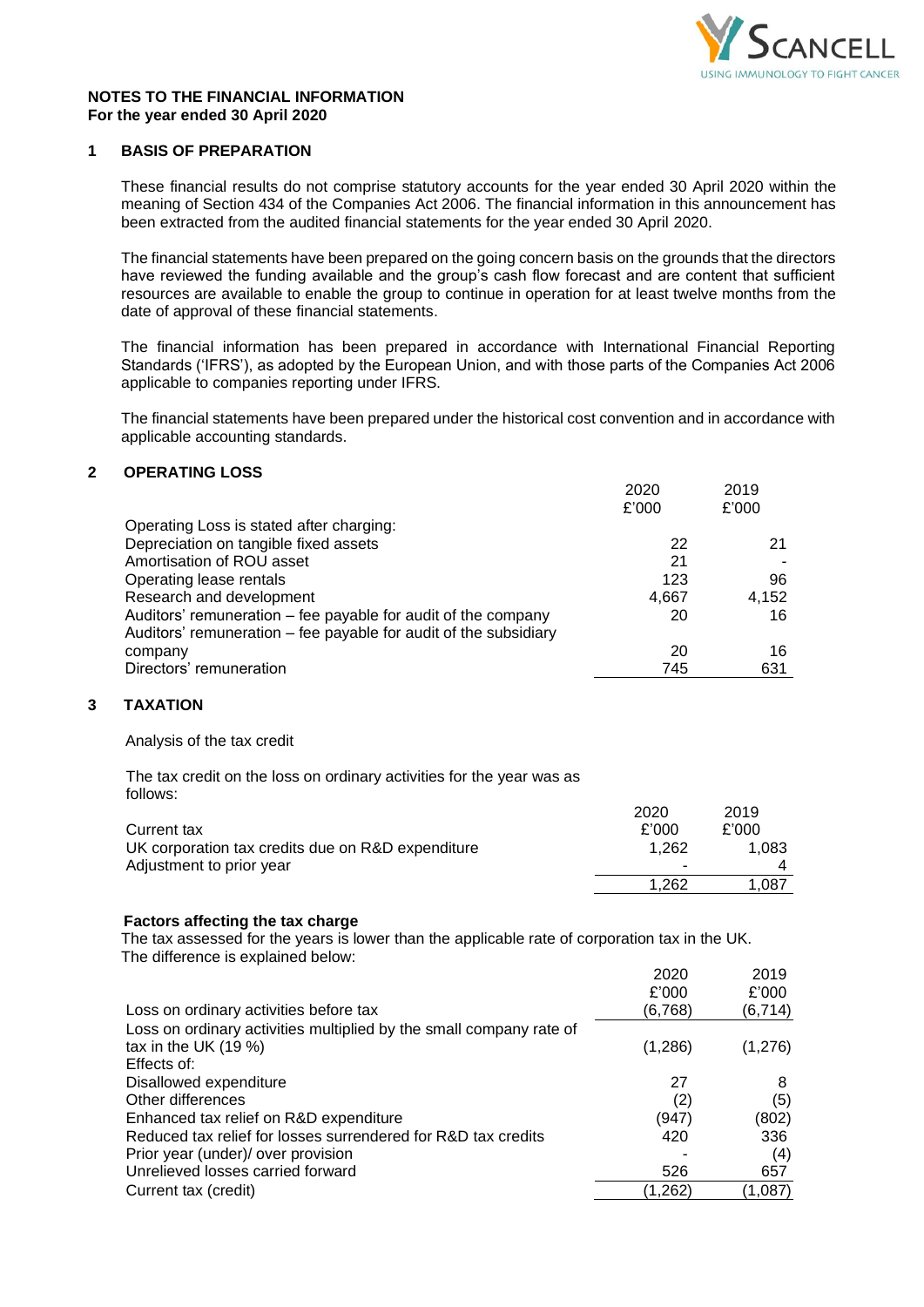**NOTES TO THE FINANCIAL INFORMATION**
**For the year ended 30 April 2020**

## 1 BASIS OF PREPARATION

These financial results do not comprise statutory accounts for the year ended 30 April 2020 within the meaning of Section 434 of the Companies Act 2006. The financial information in this announcement has been extracted from the audited financial statements for the year ended 30 April 2020.

The financial statements have been prepared on the going concern basis on the grounds that the directors have reviewed the funding available and the group's cash flow forecast and are content that sufficient resources are available to enable the group to continue in operation for at least twelve months from the date of approval of these financial statements.

The financial information has been prepared in accordance with International Financial Reporting Standards ('IFRS'), as adopted by the European Union, and with those parts of the Companies Act 2006 applicable to companies reporting under IFRS.

The financial statements have been prepared under the historical cost convention and in accordance with applicable accounting standards.

## 2 OPERATING LOSS

| | 2020 £'000 | 2019 £'000 |
|---|---|---|
| Operating Loss is stated after charging: | | |
| Depreciation on tangible fixed assets | 22 | 21 |
| Amortisation of ROU asset | 21 | - |
| Operating lease rentals | 123 | 96 |
| Research and development | 4,667 | 4,152 |
| Auditors' remuneration – fee payable for audit of the company | 20 | 16 |
| Auditors' remuneration – fee payable for audit of the subsidiary company | 20 | 16 |
| Directors' remuneration | 745 | 631 |

## 3 TAXATION

Analysis of the tax credit

The tax credit on the loss on ordinary activities for the year was as follows:

| | 2020 £'000 | 2019 £'000 |
|---|---|---|
| Current tax | | |
| UK corporation tax credits due on R&D expenditure | 1,262 | 1,083 |
| Adjustment to prior year | - | 4 |
| | 1,262 | 1,087 |

**Factors affecting the tax charge**

The tax assessed for the years is lower than the applicable rate of corporation tax in the UK. The difference is explained below:

| | 2020 £'000 | 2019 £'000 |
|---|---|---|
| Loss on ordinary activities before tax | (6,768) | (6,714) |
| Loss on ordinary activities multiplied by the small company rate of tax in the UK (19 %) | (1,286) | (1,276) |
| Effects of: | | |
| Disallowed expenditure | 27 | 8 |
| Other differences | (2) | (5) |
| Enhanced tax relief on R&D expenditure | (947) | (802) |
| Reduced tax relief for losses surrendered for R&D tax credits | 420 | 336 |
| Prior year (under)/ over provision | - | (4) |
| Unrelieved losses carried forward | 526 | 657 |
| Current tax (credit) | (1,262) | (1,087) |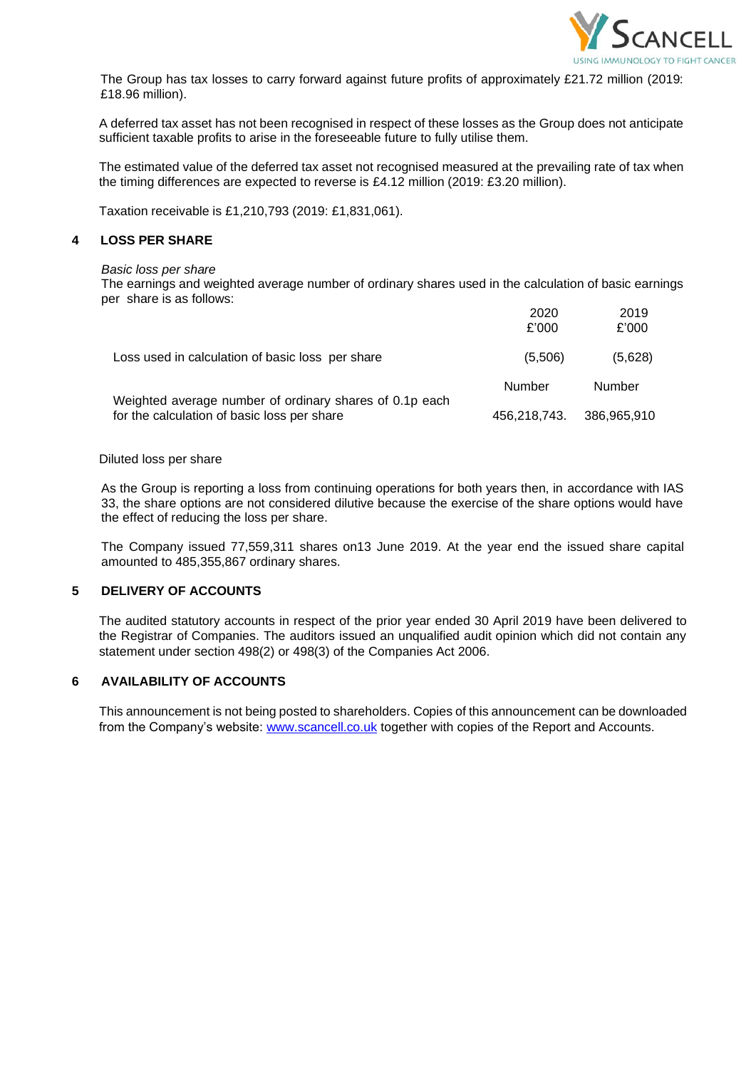The Group has tax losses to carry forward against future profits of approximately £21.72 million (2019: £18.96 million).

A deferred tax asset has not been recognised in respect of these losses as the Group does not anticipate sufficient taxable profits to arise in the foreseeable future to fully utilise them.

The estimated value of the deferred tax asset not recognised measured at the prevailing rate of tax when the timing differences are expected to reverse is £4.12 million (2019: £3.20 million).

Taxation receivable is £1,210,793 (2019: £1,831,061).

## 4 LOSS PER SHARE

*Basic loss per share*
The earnings and weighted average number of ordinary shares used in the calculation of basic earnings per share is as follows:

| | 2020 £'000 | 2019 £'000 |
|---|---|---|
| Loss used in calculation of basic loss per share | (5,506) | (5,628) |
| | Number | Number |
| Weighted average number of ordinary shares of 0.1p each for the calculation of basic loss per share | 456,218,743. | 386,965,910 |

Diluted loss per share

As the Group is reporting a loss from continuing operations for both years then, in accordance with IAS 33, the share options are not considered dilutive because the exercise of the share options would have the effect of reducing the loss per share.

The Company issued 77,559,311 shares on13 June 2019. At the year end the issued share capital amounted to 485,355,867 ordinary shares.

## 5 DELIVERY OF ACCOUNTS

The audited statutory accounts in respect of the prior year ended 30 April 2019 have been delivered to the Registrar of Companies. The auditors issued an unqualified audit opinion which did not contain any statement under section 498(2) or 498(3) of the Companies Act 2006.

## 6 AVAILABILITY OF ACCOUNTS

This announcement is not being posted to shareholders. Copies of this announcement can be downloaded from the Company's website: [www.scancell.co.uk](http://www.scancell.co.uk) together with copies of the Report and Accounts.